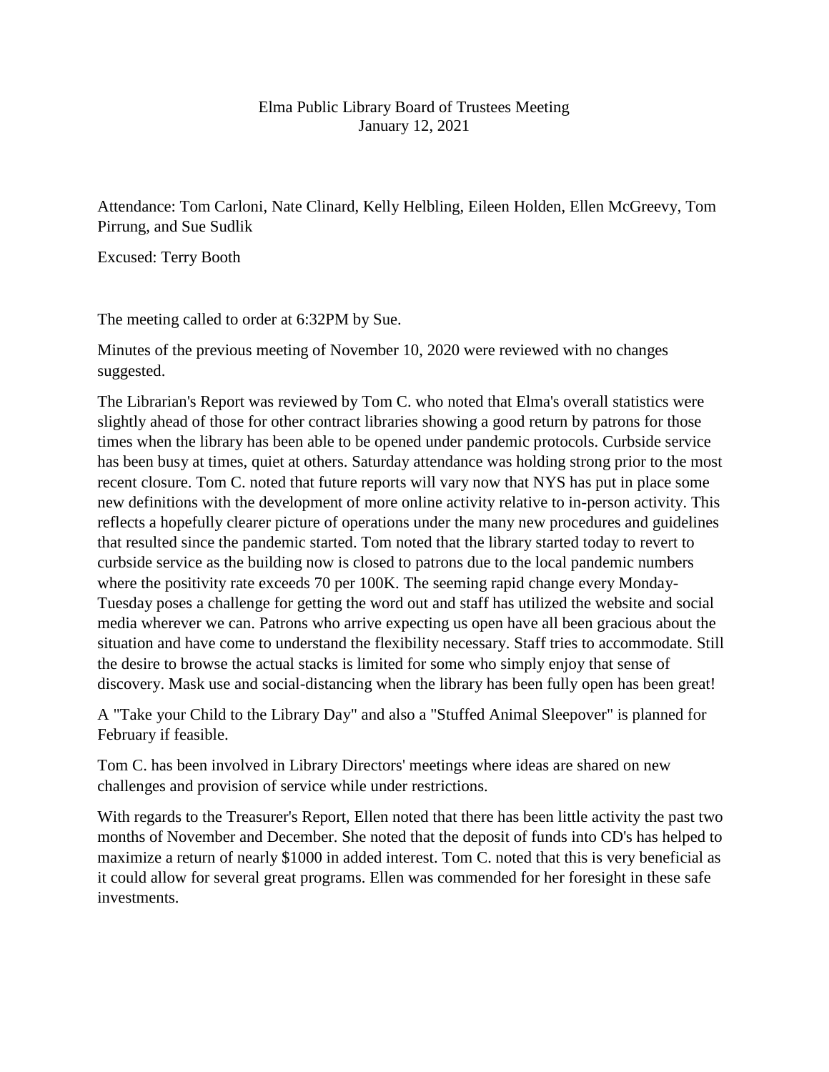# Elma Public Library Board of Trustees Meeting
## January 12, 2021

Attendance: Tom Carloni, Nate Clinard, Kelly Helbling, Eileen Holden, Ellen McGreevy, Tom Pirrung, and Sue Sudlik

Excused: Terry Booth

The meeting called to order at 6:32PM by Sue.

Minutes of the previous meeting of November 10, 2020 were reviewed with no changes suggested.

The Librarian's Report was reviewed by Tom C. who noted that Elma's overall statistics were slightly ahead of those for other contract libraries showing a good return by patrons for those times when the library has been able to be opened under pandemic protocols. Curbside service has been busy at times, quiet at others. Saturday attendance was holding strong prior to the most recent closure. Tom C. noted that future reports will vary now that NYS has put in place some new definitions with the development of more online activity relative to in-person activity. This reflects a hopefully clearer picture of operations under the many new procedures and guidelines that resulted since the pandemic started. Tom noted that the library started today to revert to curbside service as the building now is closed to patrons due to the local pandemic numbers where the positivity rate exceeds 70 per 100K. The seeming rapid change every Monday-Tuesday poses a challenge for getting the word out and staff has utilized the website and social media wherever we can. Patrons who arrive expecting us open have all been gracious about the situation and have come to understand the flexibility necessary. Staff tries to accommodate. Still the desire to browse the actual stacks is limited for some who simply enjoy that sense of discovery. Mask use and social-distancing when the library has been fully open has been great!

A "Take your Child to the Library Day" and also a "Stuffed Animal Sleepover" is planned for February if feasible.

Tom C. has been involved in Library Directors' meetings where ideas are shared on new challenges and provision of service while under restrictions.

With regards to the Treasurer's Report, Ellen noted that there has been little activity the past two months of November and December. She noted that the deposit of funds into CD's has helped to maximize a return of nearly $1000 in added interest. Tom C. noted that this is very beneficial as it could allow for several great programs. Ellen was commended for her foresight in these safe investments.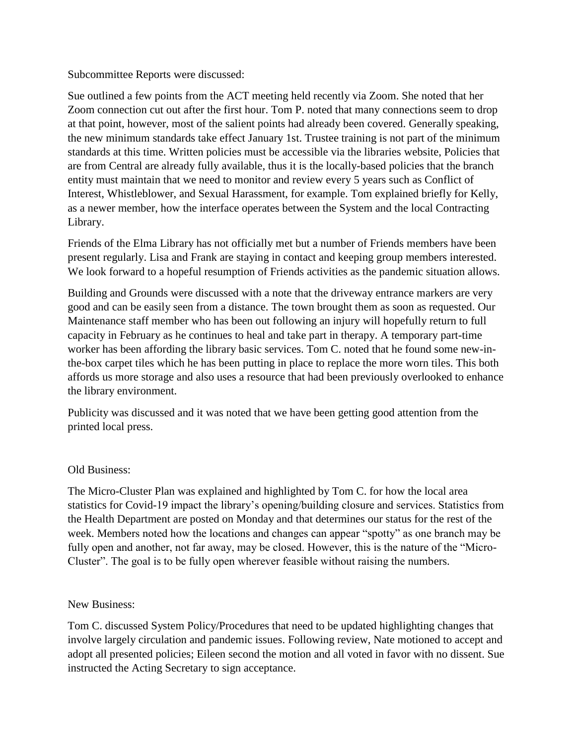Subcommittee Reports were discussed:

Sue outlined a few points from the ACT meeting held recently via Zoom. She noted that her Zoom connection cut out after the first hour. Tom P. noted that many connections seem to drop at that point, however, most of the salient points had already been covered. Generally speaking, the new minimum standards take effect January 1st. Trustee training is not part of the minimum standards at this time. Written policies must be accessible via the libraries website, Policies that are from Central are already fully available, thus it is the locally-based policies that the branch entity must maintain that we need to monitor and review every 5 years such as Conflict of Interest, Whistleblower, and Sexual Harassment, for example. Tom explained briefly for Kelly, as a newer member, how the interface operates between the System and the local Contracting Library.

Friends of the Elma Library has not officially met but a number of Friends members have been present regularly. Lisa and Frank are staying in contact and keeping group members interested. We look forward to a hopeful resumption of Friends activities as the pandemic situation allows.

Building and Grounds were discussed with a note that the driveway entrance markers are very good and can be easily seen from a distance. The town brought them as soon as requested. Our Maintenance staff member who has been out following an injury will hopefully return to full capacity in February as he continues to heal and take part in therapy. A temporary part-time worker has been affording the library basic services. Tom C. noted that he found some new-in-the-box carpet tiles which he has been putting in place to replace the more worn tiles. This both affords us more storage and also uses a resource that had been previously overlooked to enhance the library environment.

Publicity was discussed and it was noted that we have been getting good attention from the printed local press.

Old Business:

The Micro-Cluster Plan was explained and highlighted by Tom C. for how the local area statistics for Covid-19 impact the library's opening/building closure and services. Statistics from the Health Department are posted on Monday and that determines our status for the rest of the week. Members noted how the locations and changes can appear "spotty" as one branch may be fully open and another, not far away, may be closed. However, this is the nature of the "Micro-Cluster". The goal is to be fully open wherever feasible without raising the numbers.

New Business:

Tom C. discussed System Policy/Procedures that need to be updated highlighting changes that involve largely circulation and pandemic issues. Following review, Nate motioned to accept and adopt all presented policies; Eileen second the motion and all voted in favor with no dissent. Sue instructed the Acting Secretary to sign acceptance.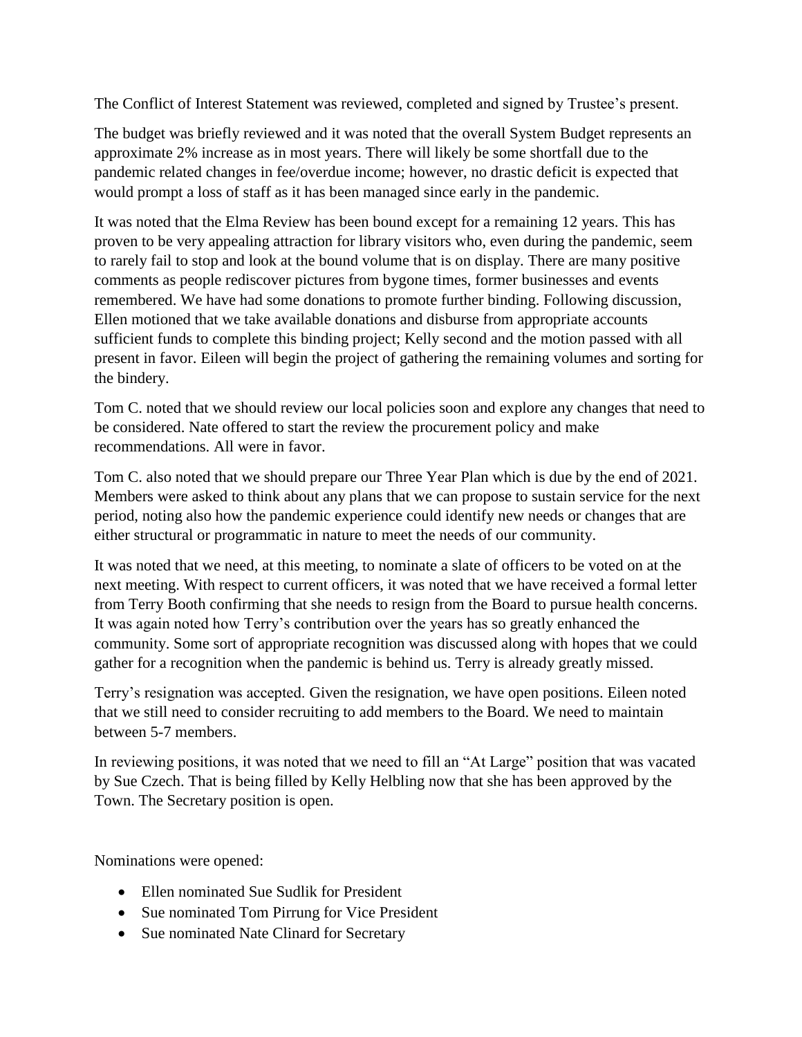The Conflict of Interest Statement was reviewed, completed and signed by Trustee's present.

The budget was briefly reviewed and it was noted that the overall System Budget represents an approximate 2% increase as in most years. There will likely be some shortfall due to the pandemic related changes in fee/overdue income; however, no drastic deficit is expected that would prompt a loss of staff as it has been managed since early in the pandemic.

It was noted that the Elma Review has been bound except for a remaining 12 years. This has proven to be very appealing attraction for library visitors who, even during the pandemic, seem to rarely fail to stop and look at the bound volume that is on display. There are many positive comments as people rediscover pictures from bygone times, former businesses and events remembered. We have had some donations to promote further binding. Following discussion, Ellen motioned that we take available donations and disburse from appropriate accounts sufficient funds to complete this binding project; Kelly second and the motion passed with all present in favor. Eileen will begin the project of gathering the remaining volumes and sorting for the bindery.

Tom C. noted that we should review our local policies soon and explore any changes that need to be considered. Nate offered to start the review the procurement policy and make recommendations. All were in favor.

Tom C. also noted that we should prepare our Three Year Plan which is due by the end of 2021. Members were asked to think about any plans that we can propose to sustain service for the next period, noting also how the pandemic experience could identify new needs or changes that are either structural or programmatic in nature to meet the needs of our community.

It was noted that we need, at this meeting, to nominate a slate of officers to be voted on at the next meeting. With respect to current officers, it was noted that we have received a formal letter from Terry Booth confirming that she needs to resign from the Board to pursue health concerns. It was again noted how Terry's contribution over the years has so greatly enhanced the community. Some sort of appropriate recognition was discussed along with hopes that we could gather for a recognition when the pandemic is behind us. Terry is already greatly missed.

Terry's resignation was accepted. Given the resignation, we have open positions. Eileen noted that we still need to consider recruiting to add members to the Board. We need to maintain between 5-7 members.

In reviewing positions, it was noted that we need to fill an "At Large" position that was vacated by Sue Czech. That is being filled by Kelly Helbling now that she has been approved by the Town. The Secretary position is open.

Nominations were opened:

- Ellen nominated Sue Sudlik for President
- Sue nominated Tom Pirrung for Vice President
- Sue nominated Nate Clinard for Secretary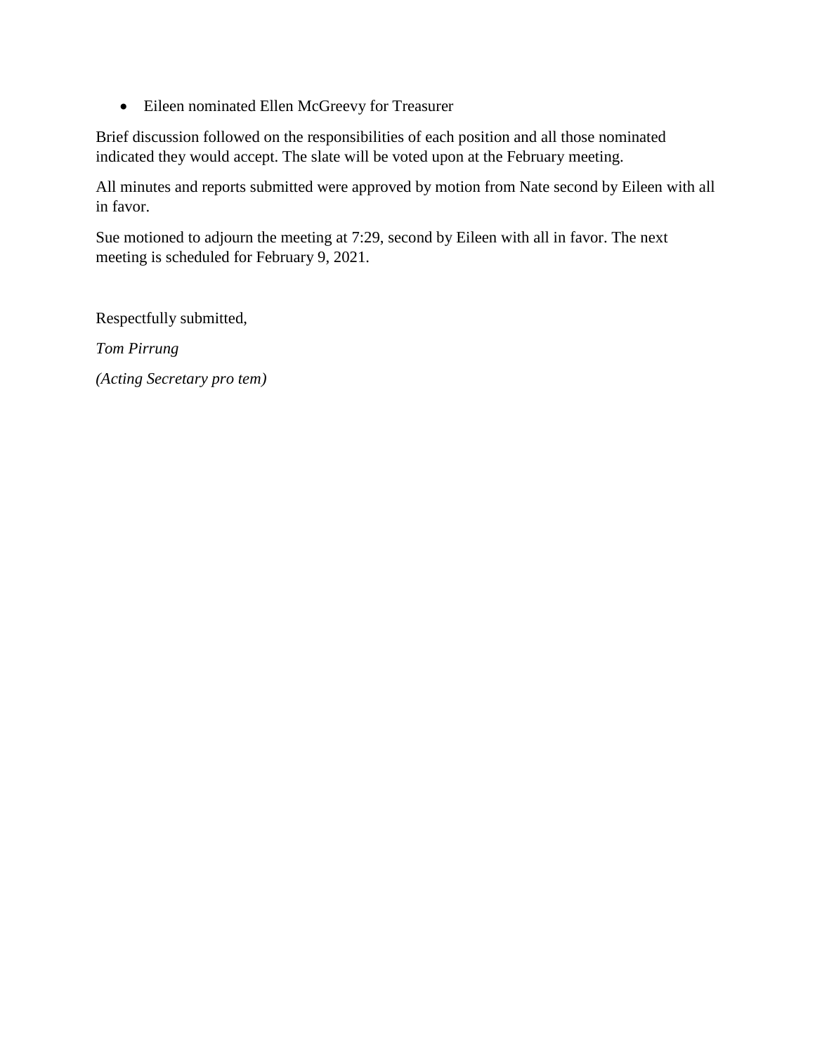- Eileen nominated Ellen McGreevy for Treasurer

Brief discussion followed on the responsibilities of each position and all those nominated indicated they would accept. The slate will be voted upon at the February meeting.

All minutes and reports submitted were approved by motion from Nate second by Eileen with all in favor.

Sue motioned to adjourn the meeting at 7:29, second by Eileen with all in favor. The next meeting is scheduled for February 9, 2021.

Respectfully submitted,

*Tom Pirrung*

*(Acting Secretary pro tem)*